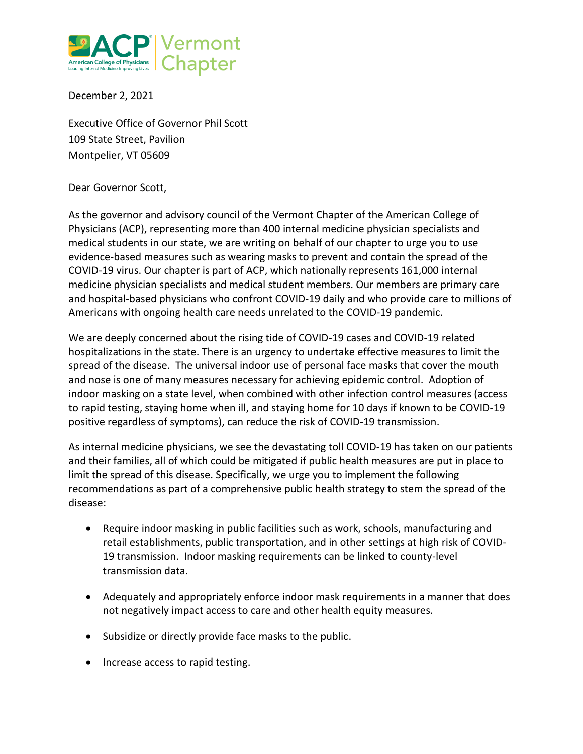ACP Vermont Chapter

American College of Physicians
Leading Internal Medicine, Improving Lives

December 2, 2021

Executive Office of Governor Phil Scott
109 State Street, Pavilion
Montpelier, VT 05609

Dear Governor Scott,

As the governor and advisory council of the Vermont Chapter of the American College of Physicians (ACP), representing more than 400 internal medicine physician specialists and medical students in our state, we are writing on behalf of our chapter to urge you to use evidence-based measures such as wearing masks to prevent and contain the spread of the COVID-19 virus. Our chapter is part of ACP, which nationally represents 161,000 internal medicine physician specialists and medical student members. Our members are primary care and hospital-based physicians who confront COVID-19 daily and who provide care to millions of Americans with ongoing health care needs unrelated to the COVID-19 pandemic.

We are deeply concerned about the rising tide of COVID-19 cases and COVID-19 related hospitalizations in the state. There is an urgency to undertake effective measures to limit the spread of the disease. The universal indoor use of personal face masks that cover the mouth and nose is one of many measures necessary for achieving epidemic control. Adoption of indoor masking on a state level, when combined with other infection control measures (access to rapid testing, staying home when ill, and staying home for 10 days if known to be COVID-19 positive regardless of symptoms), can reduce the risk of COVID-19 transmission.

As internal medicine physicians, we see the devastating toll COVID-19 has taken on our patients and their families, all of which could be mitigated if public health measures are put in place to limit the spread of this disease. Specifically, we urge you to implement the following recommendations as part of a comprehensive public health strategy to stem the spread of the disease:

- Require indoor masking in public facilities such as work, schools, manufacturing and retail establishments, public transportation, and in other settings at high risk of COVID-19 transmission. Indoor masking requirements can be linked to county-level transmission data.

- Adequately and appropriately enforce indoor mask requirements in a manner that does not negatively impact access to care and other health equity measures.

- Subsidize or directly provide face masks to the public.

- Increase access to rapid testing.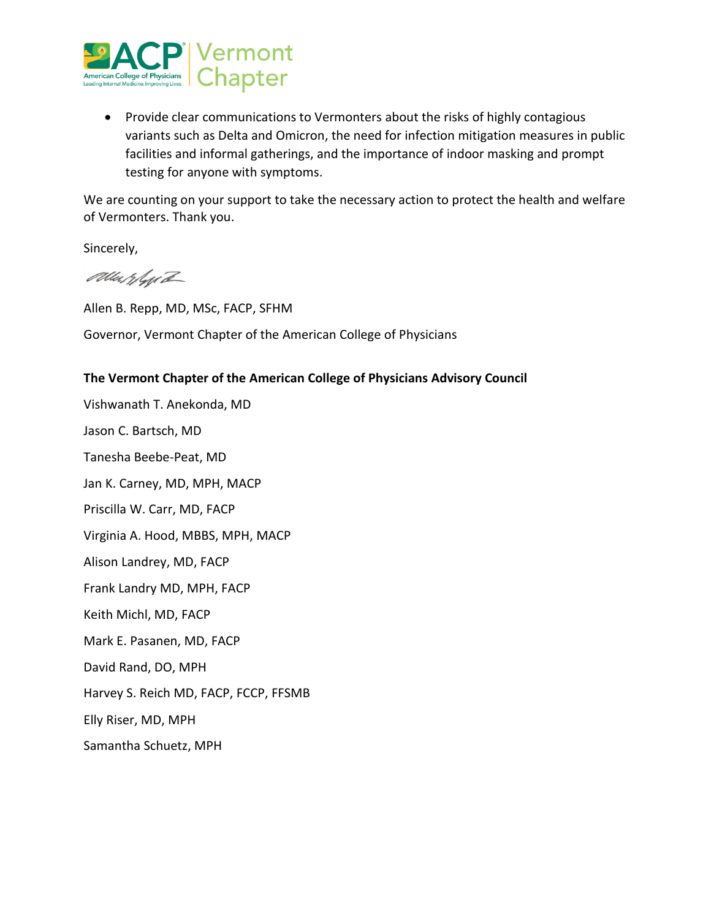- Provide clear communications to Vermonters about the risks of highly contagious variants such as Delta and Omicron, the need for infection mitigation measures in public facilities and informal gatherings, and the importance of indoor masking and prompt testing for anyone with symptoms.

We are counting on your support to take the necessary action to protect the health and welfare of Vermonters. Thank you.

Sincerely,

Allen B. Repp, MD, MSc, FACP, SFHM

Governor, Vermont Chapter of the American College of Physicians

**The Vermont Chapter of the American College of Physicians Advisory Council**

Vishwanath T. Anekonda, MD

Jason C. Bartsch, MD

Tanesha Beebe-Peat, MD

Jan K. Carney, MD, MPH, MACP

Priscilla W. Carr, MD, FACP

Virginia A. Hood, MBBS, MPH, MACP

Alison Landrey, MD, FACP

Frank Landry MD, MPH, FACP

Keith Michl, MD, FACP

Mark E. Pasanen, MD, FACP

David Rand, DO, MPH

Harvey S. Reich MD, FACP, FCCP, FFSMB

Elly Riser, MD, MPH

Samantha Schuetz, MPH